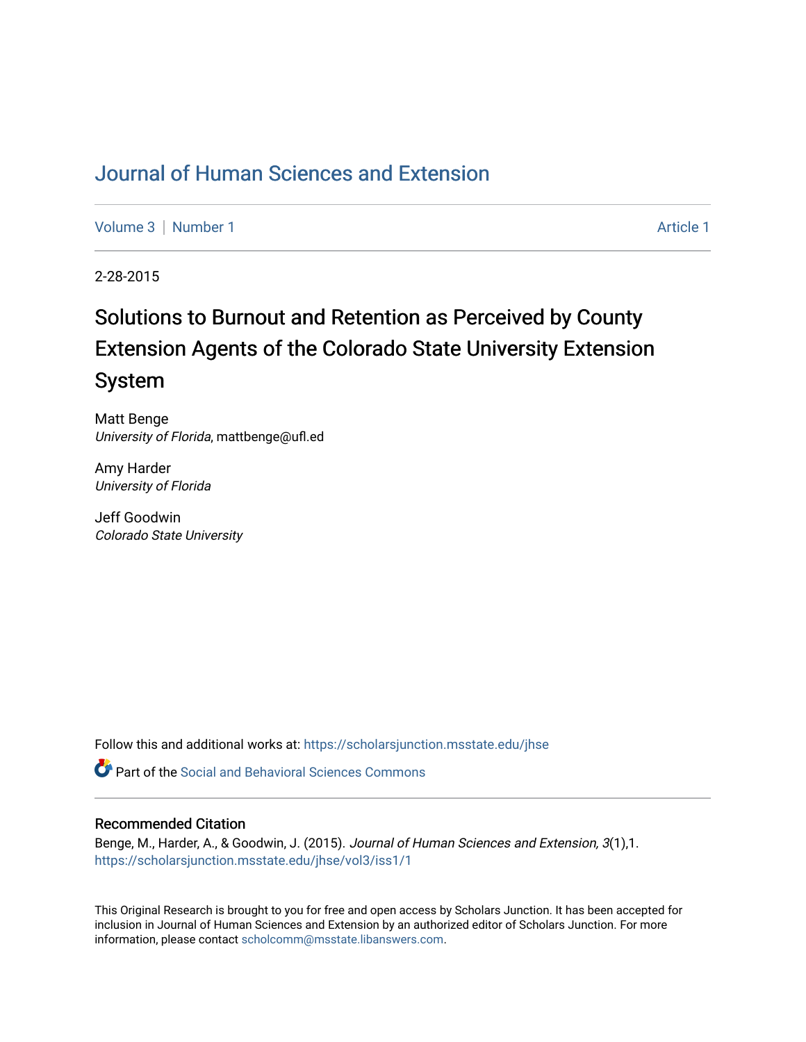# Journal of Human Sciences and Extension

Volume 3 | Number 1 | Article 1

2-28-2015

## Solutions to Burnout and Retention as Perceived by County Extension Agents of the Colorado State University Extension System

Matt Benge
*University of Florida*, mattbenge@ufl.ed

Amy Harder
*University of Florida*

Jeff Goodwin
*Colorado State University*

Follow this and additional works at: https://scholarsjunction.msstate.edu/jhse

Part of the Social and Behavioral Sciences Commons

### Recommended Citation

Benge, M., Harder, A., & Goodwin, J. (2015). *Journal of Human Sciences and Extension, 3*(1),1.
https://scholarsjunction.msstate.edu/jhse/vol3/iss1/1

This Original Research is brought to you for free and open access by Scholars Junction. It has been accepted for inclusion in Journal of Human Sciences and Extension by an authorized editor of Scholars Junction. For more information, please contact scholcomm@msstate.libanswers.com.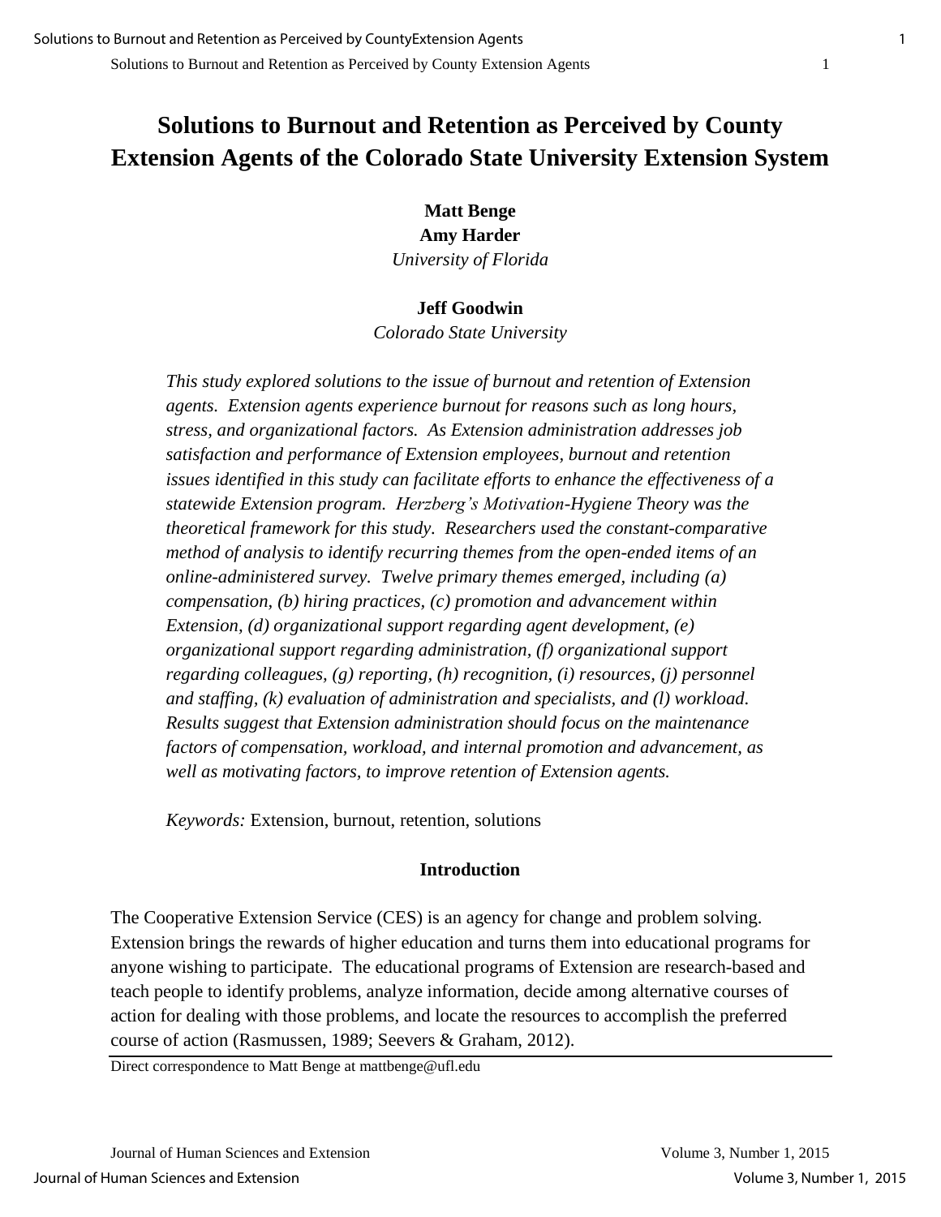# Solutions to Burnout and Retention as Perceived by County Extension Agents of the Colorado State University Extension System

**Matt Benge**
**Amy Harder**
*University of Florida*

**Jeff Goodwin**
*Colorado State University*

*This study explored solutions to the issue of burnout and retention of Extension agents. Extension agents experience burnout for reasons such as long hours, stress, and organizational factors. As Extension administration addresses job satisfaction and performance of Extension employees, burnout and retention issues identified in this study can facilitate efforts to enhance the effectiveness of a statewide Extension program. Herzberg's Motivation-Hygiene Theory was the theoretical framework for this study. Researchers used the constant-comparative method of analysis to identify recurring themes from the open-ended items of an online-administered survey. Twelve primary themes emerged, including (a) compensation, (b) hiring practices, (c) promotion and advancement within Extension, (d) organizational support regarding agent development, (e) organizational support regarding administration, (f) organizational support regarding colleagues, (g) reporting, (h) recognition, (i) resources, (j) personnel and staffing, (k) evaluation of administration and specialists, and (l) workload. Results suggest that Extension administration should focus on the maintenance factors of compensation, workload, and internal promotion and advancement, as well as motivating factors, to improve retention of Extension agents.*

*Keywords:* Extension, burnout, retention, solutions

## Introduction

The Cooperative Extension Service (CES) is an agency for change and problem solving. Extension brings the rewards of higher education and turns them into educational programs for anyone wishing to participate. The educational programs of Extension are research-based and teach people to identify problems, analyze information, decide among alternative courses of action for dealing with those problems, and locate the resources to accomplish the preferred course of action (Rasmussen, 1989; Seevers & Graham, 2012).

Direct correspondence to Matt Benge at mattbenge@ufl.edu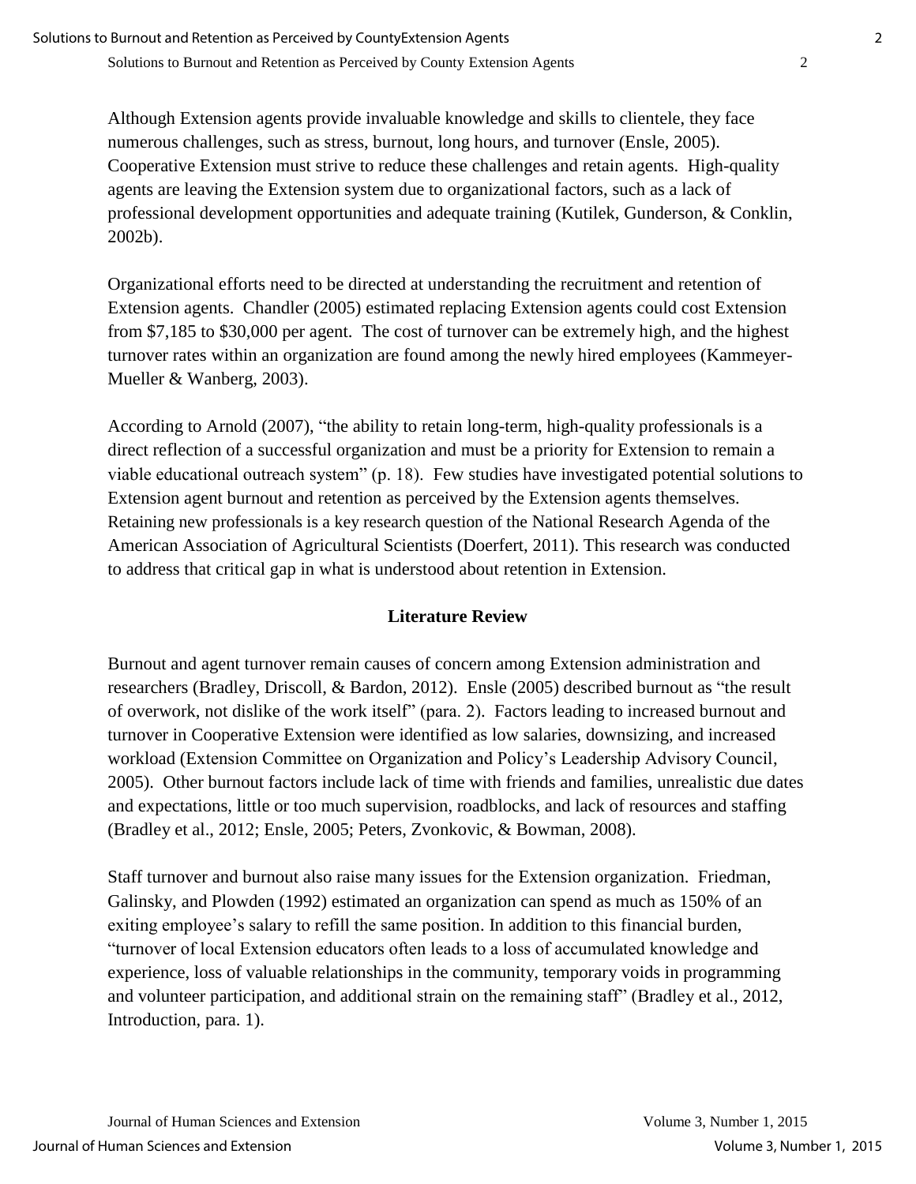Although Extension agents provide invaluable knowledge and skills to clientele, they face numerous challenges, such as stress, burnout, long hours, and turnover (Ensle, 2005). Cooperative Extension must strive to reduce these challenges and retain agents. High-quality agents are leaving the Extension system due to organizational factors, such as a lack of professional development opportunities and adequate training (Kutilek, Gunderson, & Conklin, 2002b).

Organizational efforts need to be directed at understanding the recruitment and retention of Extension agents. Chandler (2005) estimated replacing Extension agents could cost Extension from $7,185 to $30,000 per agent. The cost of turnover can be extremely high, and the highest turnover rates within an organization are found among the newly hired employees (Kammeyer-Mueller & Wanberg, 2003).

According to Arnold (2007), "the ability to retain long-term, high-quality professionals is a direct reflection of a successful organization and must be a priority for Extension to remain a viable educational outreach system" (p. 18). Few studies have investigated potential solutions to Extension agent burnout and retention as perceived by the Extension agents themselves. Retaining new professionals is a key research question of the National Research Agenda of the American Association of Agricultural Scientists (Doerfert, 2011). This research was conducted to address that critical gap in what is understood about retention in Extension.

## Literature Review

Burnout and agent turnover remain causes of concern among Extension administration and researchers (Bradley, Driscoll, & Bardon, 2012). Ensle (2005) described burnout as "the result of overwork, not dislike of the work itself" (para. 2). Factors leading to increased burnout and turnover in Cooperative Extension were identified as low salaries, downsizing, and increased workload (Extension Committee on Organization and Policy's Leadership Advisory Council, 2005). Other burnout factors include lack of time with friends and families, unrealistic due dates and expectations, little or too much supervision, roadblocks, and lack of resources and staffing (Bradley et al., 2012; Ensle, 2005; Peters, Zvonkovic, & Bowman, 2008).

Staff turnover and burnout also raise many issues for the Extension organization. Friedman, Galinsky, and Plowden (1992) estimated an organization can spend as much as 150% of an exiting employee's salary to refill the same position. In addition to this financial burden, "turnover of local Extension educators often leads to a loss of accumulated knowledge and experience, loss of valuable relationships in the community, temporary voids in programming and volunteer participation, and additional strain on the remaining staff" (Bradley et al., 2012, Introduction, para. 1).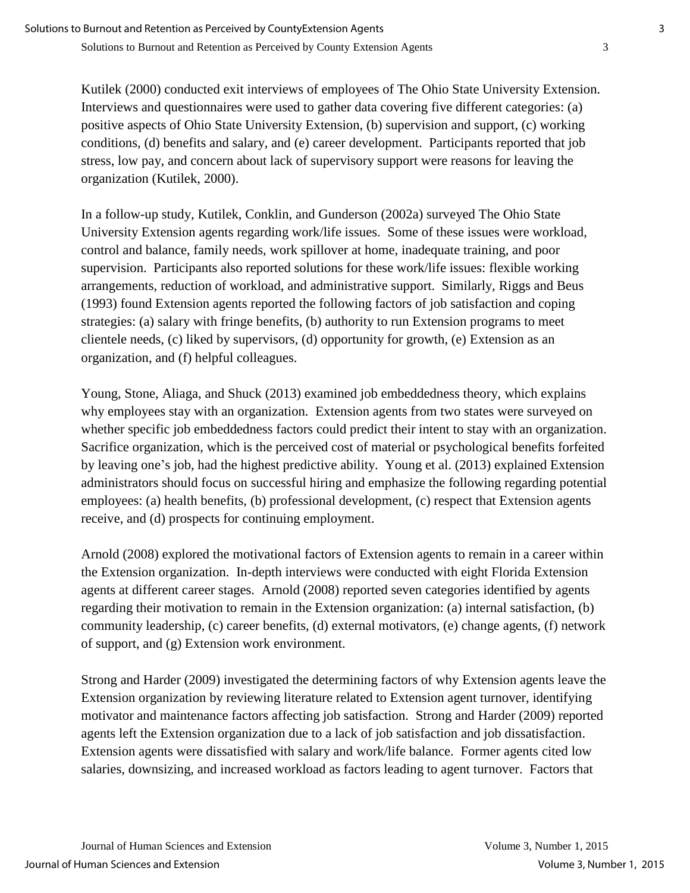Kutilek (2000) conducted exit interviews of employees of The Ohio State University Extension. Interviews and questionnaires were used to gather data covering five different categories: (a) positive aspects of Ohio State University Extension, (b) supervision and support, (c) working conditions, (d) benefits and salary, and (e) career development. Participants reported that job stress, low pay, and concern about lack of supervisory support were reasons for leaving the organization (Kutilek, 2000).

In a follow-up study, Kutilek, Conklin, and Gunderson (2002a) surveyed The Ohio State University Extension agents regarding work/life issues. Some of these issues were workload, control and balance, family needs, work spillover at home, inadequate training, and poor supervision. Participants also reported solutions for these work/life issues: flexible working arrangements, reduction of workload, and administrative support. Similarly, Riggs and Beus (1993) found Extension agents reported the following factors of job satisfaction and coping strategies: (a) salary with fringe benefits, (b) authority to run Extension programs to meet clientele needs, (c) liked by supervisors, (d) opportunity for growth, (e) Extension as an organization, and (f) helpful colleagues.

Young, Stone, Aliaga, and Shuck (2013) examined job embeddedness theory, which explains why employees stay with an organization. Extension agents from two states were surveyed on whether specific job embeddedness factors could predict their intent to stay with an organization. Sacrifice organization, which is the perceived cost of material or psychological benefits forfeited by leaving one's job, had the highest predictive ability. Young et al. (2013) explained Extension administrators should focus on successful hiring and emphasize the following regarding potential employees: (a) health benefits, (b) professional development, (c) respect that Extension agents receive, and (d) prospects for continuing employment.

Arnold (2008) explored the motivational factors of Extension agents to remain in a career within the Extension organization. In-depth interviews were conducted with eight Florida Extension agents at different career stages. Arnold (2008) reported seven categories identified by agents regarding their motivation to remain in the Extension organization: (a) internal satisfaction, (b) community leadership, (c) career benefits, (d) external motivators, (e) change agents, (f) network of support, and (g) Extension work environment.

Strong and Harder (2009) investigated the determining factors of why Extension agents leave the Extension organization by reviewing literature related to Extension agent turnover, identifying motivator and maintenance factors affecting job satisfaction. Strong and Harder (2009) reported agents left the Extension organization due to a lack of job satisfaction and job dissatisfaction. Extension agents were dissatisfied with salary and work/life balance. Former agents cited low salaries, downsizing, and increased workload as factors leading to agent turnover. Factors that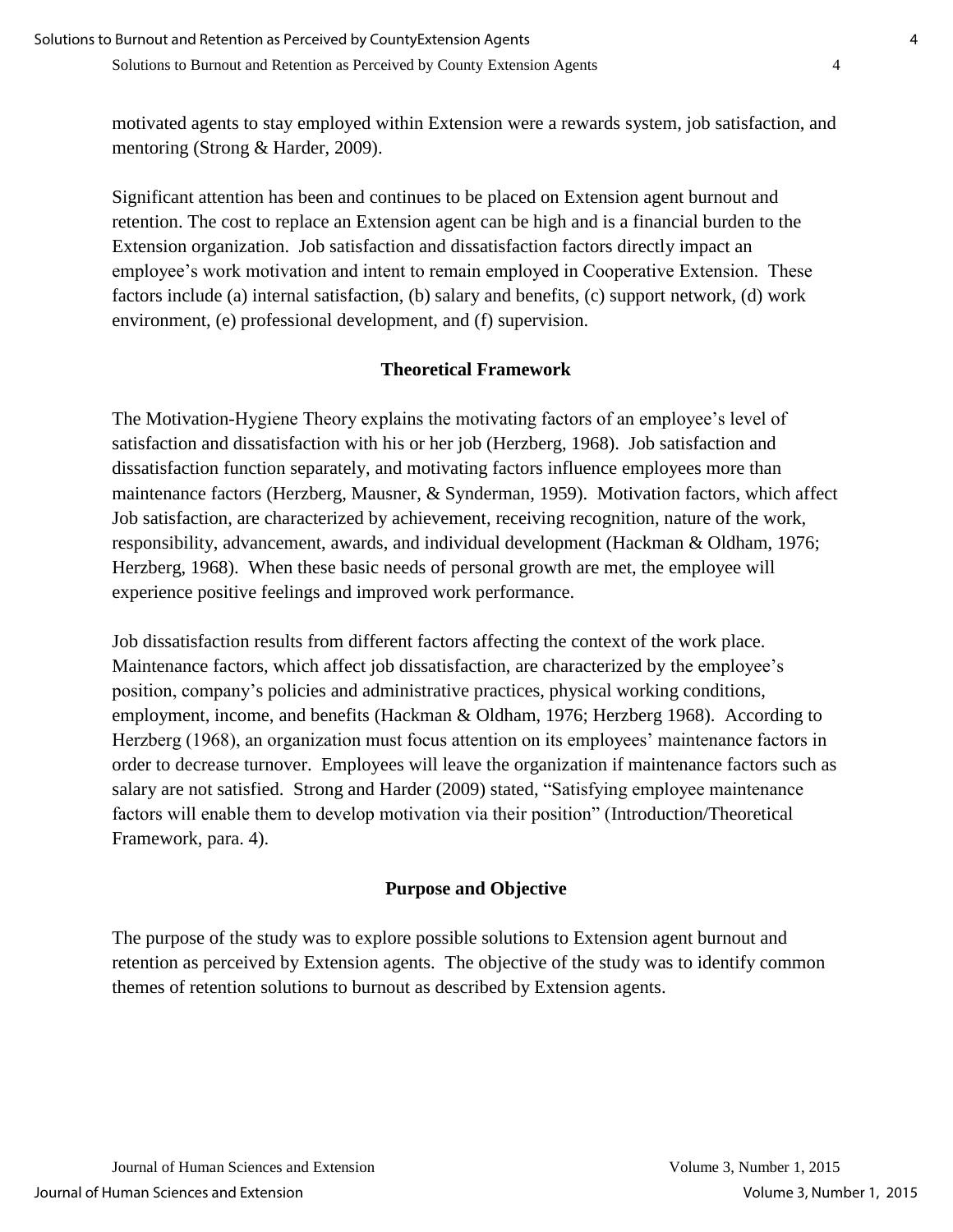motivated agents to stay employed within Extension were a rewards system, job satisfaction, and mentoring (Strong & Harder, 2009).

Significant attention has been and continues to be placed on Extension agent burnout and retention. The cost to replace an Extension agent can be high and is a financial burden to the Extension organization. Job satisfaction and dissatisfaction factors directly impact an employee's work motivation and intent to remain employed in Cooperative Extension. These factors include (a) internal satisfaction, (b) salary and benefits, (c) support network, (d) work environment, (e) professional development, and (f) supervision.

## Theoretical Framework

The Motivation-Hygiene Theory explains the motivating factors of an employee's level of satisfaction and dissatisfaction with his or her job (Herzberg, 1968). Job satisfaction and dissatisfaction function separately, and motivating factors influence employees more than maintenance factors (Herzberg, Mausner, & Synderman, 1959). Motivation factors, which affect Job satisfaction, are characterized by achievement, receiving recognition, nature of the work, responsibility, advancement, awards, and individual development (Hackman & Oldham, 1976; Herzberg, 1968). When these basic needs of personal growth are met, the employee will experience positive feelings and improved work performance.

Job dissatisfaction results from different factors affecting the context of the work place. Maintenance factors, which affect job dissatisfaction, are characterized by the employee's position, company's policies and administrative practices, physical working conditions, employment, income, and benefits (Hackman & Oldham, 1976; Herzberg 1968). According to Herzberg (1968), an organization must focus attention on its employees' maintenance factors in order to decrease turnover. Employees will leave the organization if maintenance factors such as salary are not satisfied. Strong and Harder (2009) stated, "Satisfying employee maintenance factors will enable them to develop motivation via their position" (Introduction/Theoretical Framework, para. 4).

## Purpose and Objective

The purpose of the study was to explore possible solutions to Extension agent burnout and retention as perceived by Extension agents. The objective of the study was to identify common themes of retention solutions to burnout as described by Extension agents.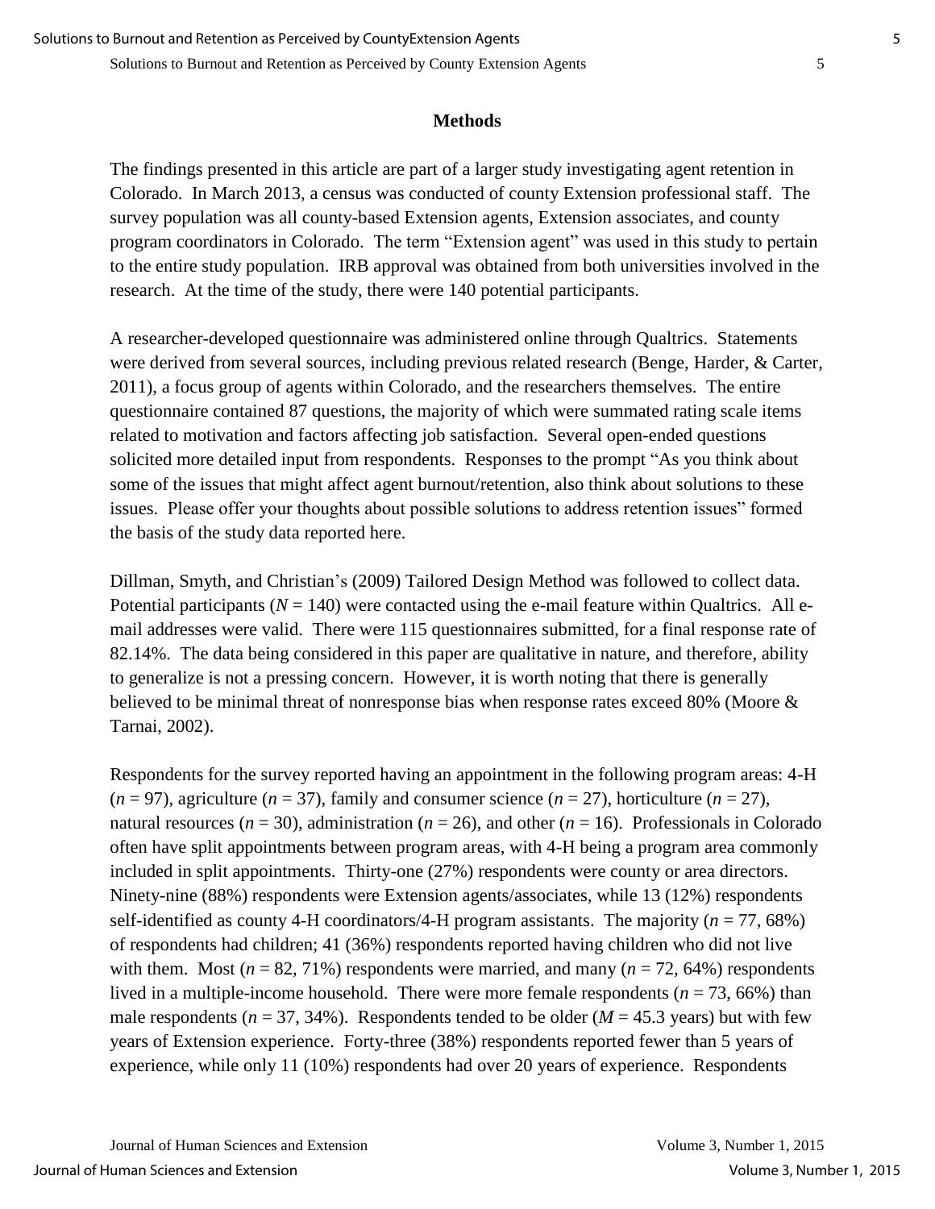## Methods

The findings presented in this article are part of a larger study investigating agent retention in Colorado. In March 2013, a census was conducted of county Extension professional staff. The survey population was all county-based Extension agents, Extension associates, and county program coordinators in Colorado. The term "Extension agent" was used in this study to pertain to the entire study population. IRB approval was obtained from both universities involved in the research. At the time of the study, there were 140 potential participants.

A researcher-developed questionnaire was administered online through Qualtrics. Statements were derived from several sources, including previous related research (Benge, Harder, & Carter, 2011), a focus group of agents within Colorado, and the researchers themselves. The entire questionnaire contained 87 questions, the majority of which were summated rating scale items related to motivation and factors affecting job satisfaction. Several open-ended questions solicited more detailed input from respondents. Responses to the prompt "As you think about some of the issues that might affect agent burnout/retention, also think about solutions to these issues. Please offer your thoughts about possible solutions to address retention issues" formed the basis of the study data reported here.

Dillman, Smyth, and Christian's (2009) Tailored Design Method was followed to collect data. Potential participants ($N$ = 140) were contacted using the e-mail feature within Qualtrics. All e-mail addresses were valid. There were 115 questionnaires submitted, for a final response rate of 82.14%. The data being considered in this paper are qualitative in nature, and therefore, ability to generalize is not a pressing concern. However, it is worth noting that there is generally believed to be minimal threat of nonresponse bias when response rates exceed 80% (Moore & Tarnai, 2002).

Respondents for the survey reported having an appointment in the following program areas: 4-H ($n$ = 97), agriculture ($n$ = 37), family and consumer science ($n$ = 27), horticulture ($n$ = 27), natural resources ($n$ = 30), administration ($n$ = 26), and other ($n$ = 16). Professionals in Colorado often have split appointments between program areas, with 4-H being a program area commonly included in split appointments. Thirty-one (27%) respondents were county or area directors. Ninety-nine (88%) respondents were Extension agents/associates, while 13 (12%) respondents self-identified as county 4-H coordinators/4-H program assistants. The majority ($n$ = 77, 68%) of respondents had children; 41 (36%) respondents reported having children who did not live with them. Most ($n$ = 82, 71%) respondents were married, and many ($n$ = 72, 64%) respondents lived in a multiple-income household. There were more female respondents ($n$ = 73, 66%) than male respondents ($n$ = 37, 34%). Respondents tended to be older ($M$ = 45.3 years) but with few years of Extension experience. Forty-three (38%) respondents reported fewer than 5 years of experience, while only 11 (10%) respondents had over 20 years of experience. Respondents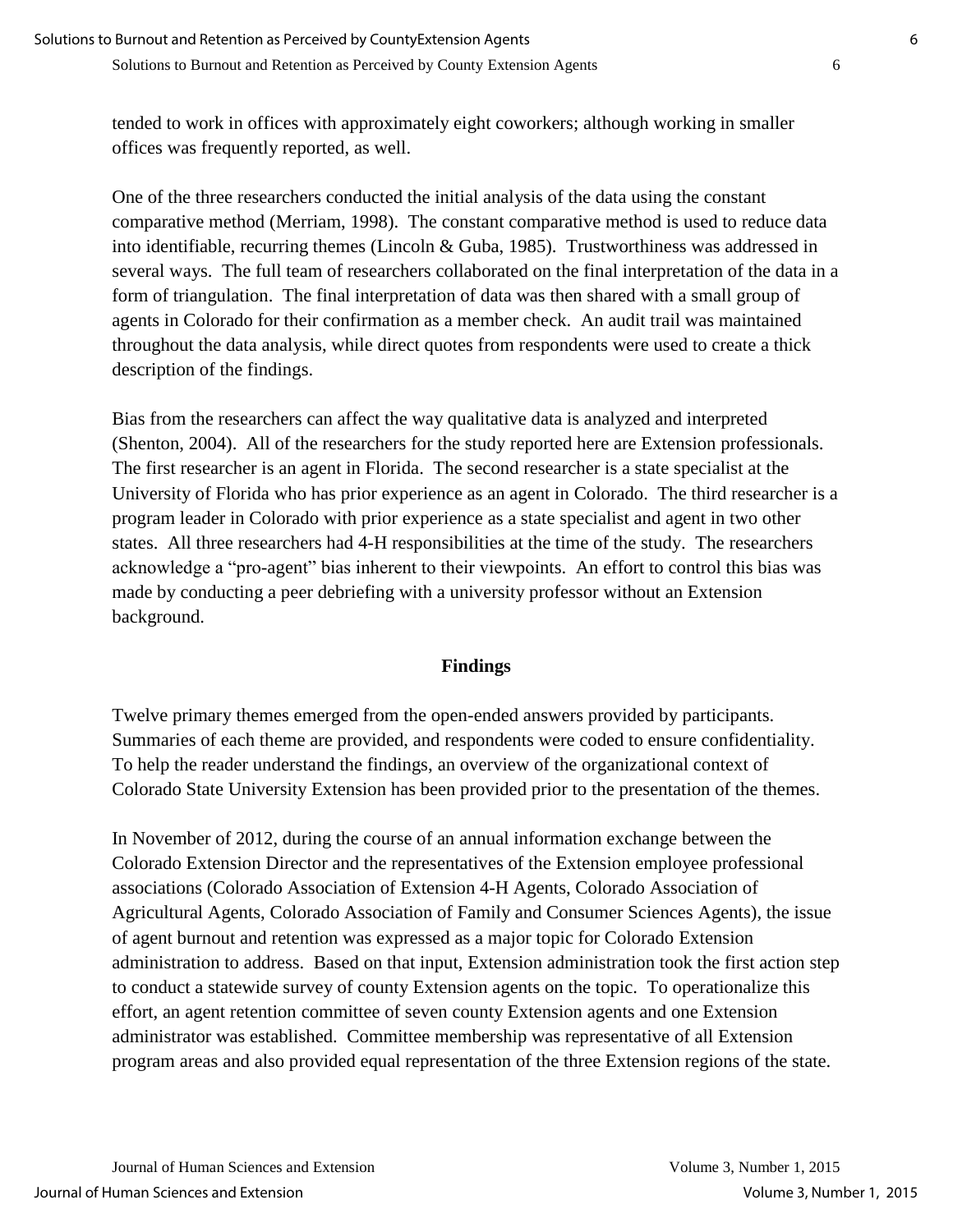tended to work in offices with approximately eight coworkers; although working in smaller offices was frequently reported, as well.

One of the three researchers conducted the initial analysis of the data using the constant comparative method (Merriam, 1998). The constant comparative method is used to reduce data into identifiable, recurring themes (Lincoln & Guba, 1985). Trustworthiness was addressed in several ways. The full team of researchers collaborated on the final interpretation of the data in a form of triangulation. The final interpretation of data was then shared with a small group of agents in Colorado for their confirmation as a member check. An audit trail was maintained throughout the data analysis, while direct quotes from respondents were used to create a thick description of the findings.

Bias from the researchers can affect the way qualitative data is analyzed and interpreted (Shenton, 2004). All of the researchers for the study reported here are Extension professionals. The first researcher is an agent in Florida. The second researcher is a state specialist at the University of Florida who has prior experience as an agent in Colorado. The third researcher is a program leader in Colorado with prior experience as a state specialist and agent in two other states. All three researchers had 4-H responsibilities at the time of the study. The researchers acknowledge a "pro-agent" bias inherent to their viewpoints. An effort to control this bias was made by conducting a peer debriefing with a university professor without an Extension background.

## Findings

Twelve primary themes emerged from the open-ended answers provided by participants. Summaries of each theme are provided, and respondents were coded to ensure confidentiality. To help the reader understand the findings, an overview of the organizational context of Colorado State University Extension has been provided prior to the presentation of the themes.

In November of 2012, during the course of an annual information exchange between the Colorado Extension Director and the representatives of the Extension employee professional associations (Colorado Association of Extension 4-H Agents, Colorado Association of Agricultural Agents, Colorado Association of Family and Consumer Sciences Agents), the issue of agent burnout and retention was expressed as a major topic for Colorado Extension administration to address. Based on that input, Extension administration took the first action step to conduct a statewide survey of county Extension agents on the topic. To operationalize this effort, an agent retention committee of seven county Extension agents and one Extension administrator was established. Committee membership was representative of all Extension program areas and also provided equal representation of the three Extension regions of the state.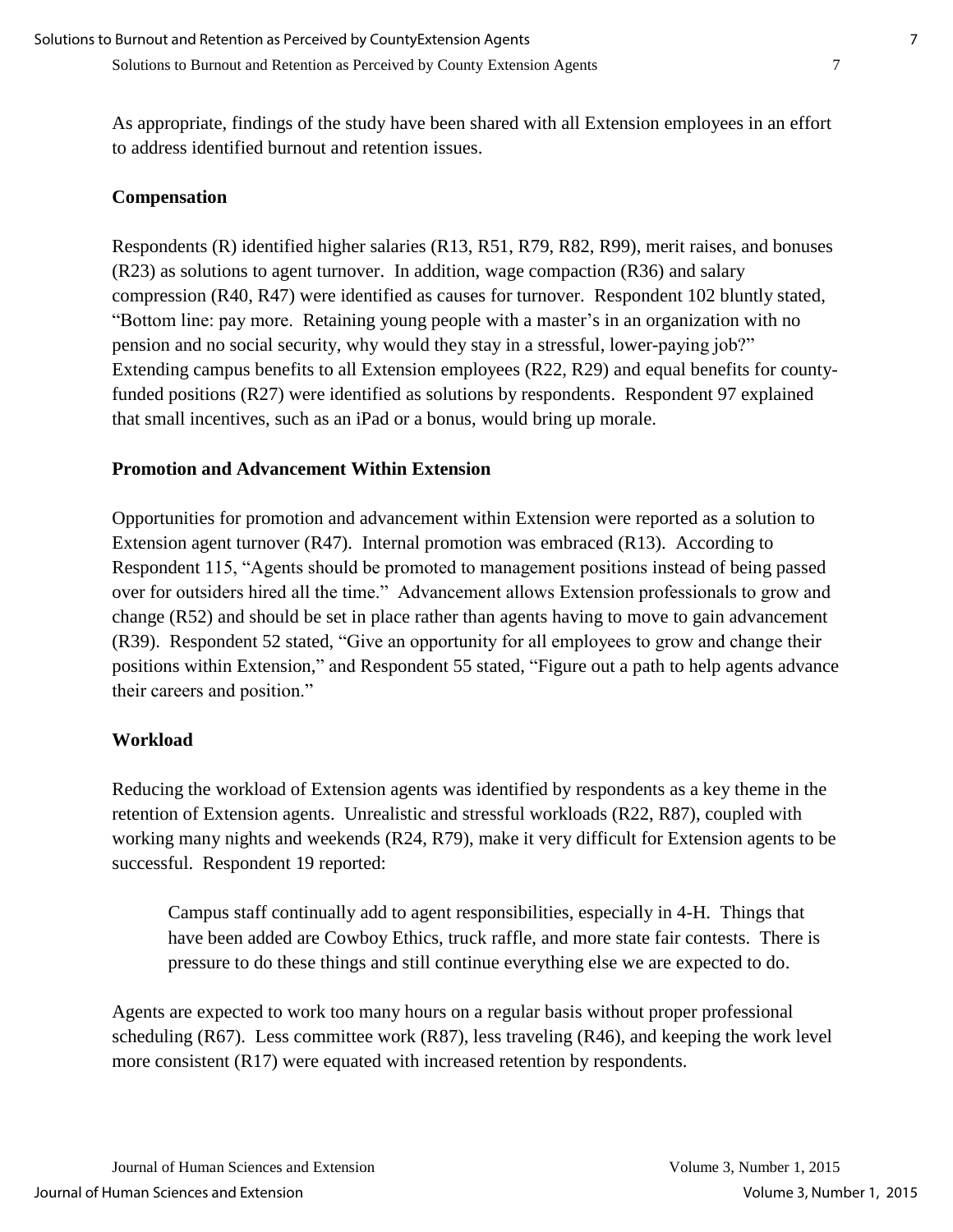As appropriate, findings of the study have been shared with all Extension employees in an effort to address identified burnout and retention issues.

### Compensation

Respondents (R) identified higher salaries (R13, R51, R79, R82, R99), merit raises, and bonuses (R23) as solutions to agent turnover. In addition, wage compaction (R36) and salary compression (R40, R47) were identified as causes for turnover. Respondent 102 bluntly stated, "Bottom line: pay more. Retaining young people with a master's in an organization with no pension and no social security, why would they stay in a stressful, lower-paying job?" Extending campus benefits to all Extension employees (R22, R29) and equal benefits for county-funded positions (R27) were identified as solutions by respondents. Respondent 97 explained that small incentives, such as an iPad or a bonus, would bring up morale.

### Promotion and Advancement Within Extension

Opportunities for promotion and advancement within Extension were reported as a solution to Extension agent turnover (R47). Internal promotion was embraced (R13). According to Respondent 115, "Agents should be promoted to management positions instead of being passed over for outsiders hired all the time." Advancement allows Extension professionals to grow and change (R52) and should be set in place rather than agents having to move to gain advancement (R39). Respondent 52 stated, "Give an opportunity for all employees to grow and change their positions within Extension," and Respondent 55 stated, "Figure out a path to help agents advance their careers and position."

### Workload

Reducing the workload of Extension agents was identified by respondents as a key theme in the retention of Extension agents. Unrealistic and stressful workloads (R22, R87), coupled with working many nights and weekends (R24, R79), make it very difficult for Extension agents to be successful. Respondent 19 reported:

> Campus staff continually add to agent responsibilities, especially in 4-H. Things that have been added are Cowboy Ethics, truck raffle, and more state fair contests. There is pressure to do these things and still continue everything else we are expected to do.

Agents are expected to work too many hours on a regular basis without proper professional scheduling (R67). Less committee work (R87), less traveling (R46), and keeping the work level more consistent (R17) were equated with increased retention by respondents.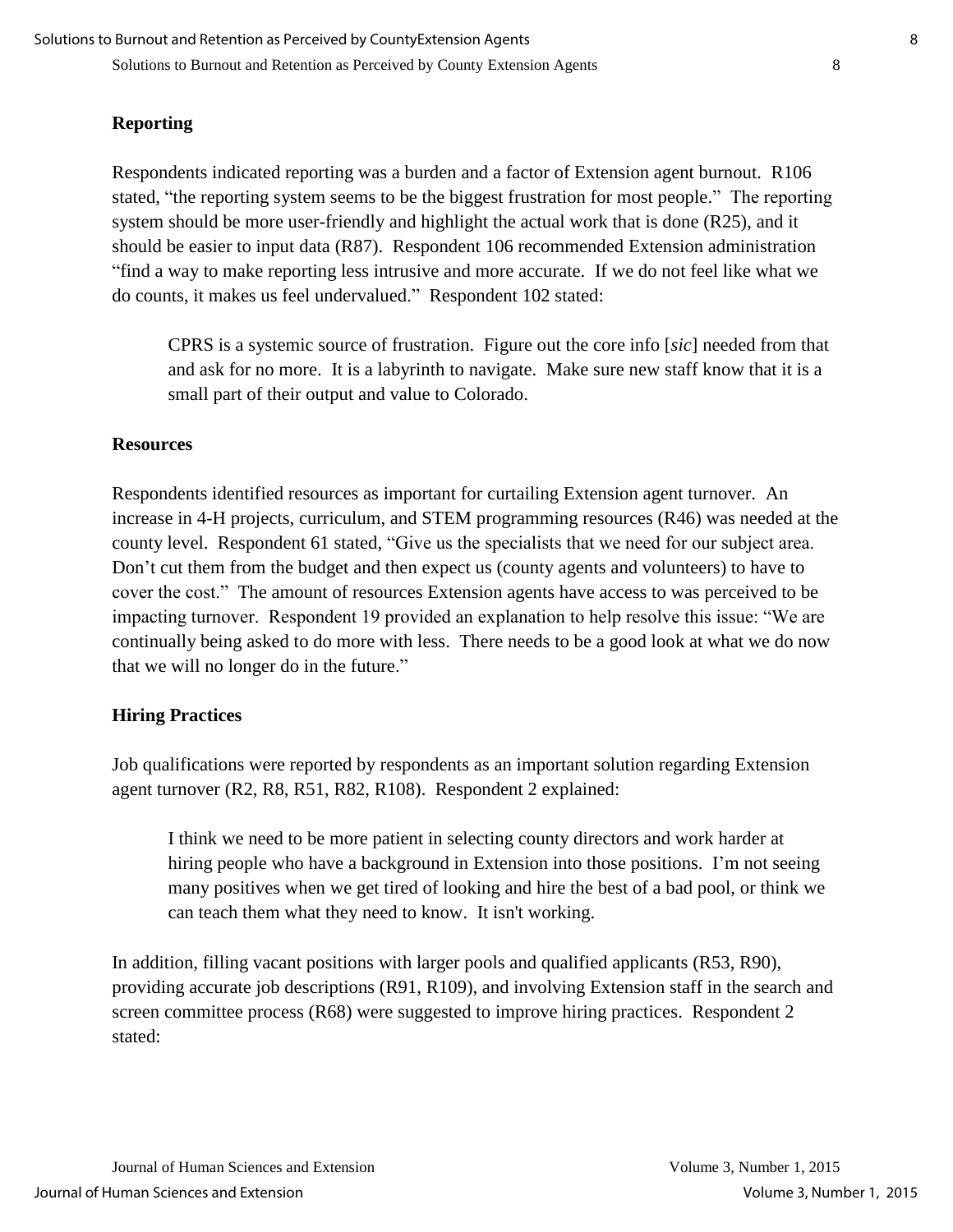## Reporting

Respondents indicated reporting was a burden and a factor of Extension agent burnout. R106 stated, "the reporting system seems to be the biggest frustration for most people." The reporting system should be more user-friendly and highlight the actual work that is done (R25), and it should be easier to input data (R87). Respondent 106 recommended Extension administration "find a way to make reporting less intrusive and more accurate. If we do not feel like what we do counts, it makes us feel undervalued." Respondent 102 stated:

> CPRS is a systemic source of frustration. Figure out the core info [*sic*] needed from that and ask for no more. It is a labyrinth to navigate. Make sure new staff know that it is a small part of their output and value to Colorado.

## Resources

Respondents identified resources as important for curtailing Extension agent turnover. An increase in 4-H projects, curriculum, and STEM programming resources (R46) was needed at the county level. Respondent 61 stated, "Give us the specialists that we need for our subject area. Don't cut them from the budget and then expect us (county agents and volunteers) to have to cover the cost." The amount of resources Extension agents have access to was perceived to be impacting turnover. Respondent 19 provided an explanation to help resolve this issue: "We are continually being asked to do more with less. There needs to be a good look at what we do now that we will no longer do in the future."

## Hiring Practices

Job qualifications were reported by respondents as an important solution regarding Extension agent turnover (R2, R8, R51, R82, R108). Respondent 2 explained:

> I think we need to be more patient in selecting county directors and work harder at hiring people who have a background in Extension into those positions. I'm not seeing many positives when we get tired of looking and hire the best of a bad pool, or think we can teach them what they need to know. It isn't working.

In addition, filling vacant positions with larger pools and qualified applicants (R53, R90), providing accurate job descriptions (R91, R109), and involving Extension staff in the search and screen committee process (R68) were suggested to improve hiring practices. Respondent 2 stated: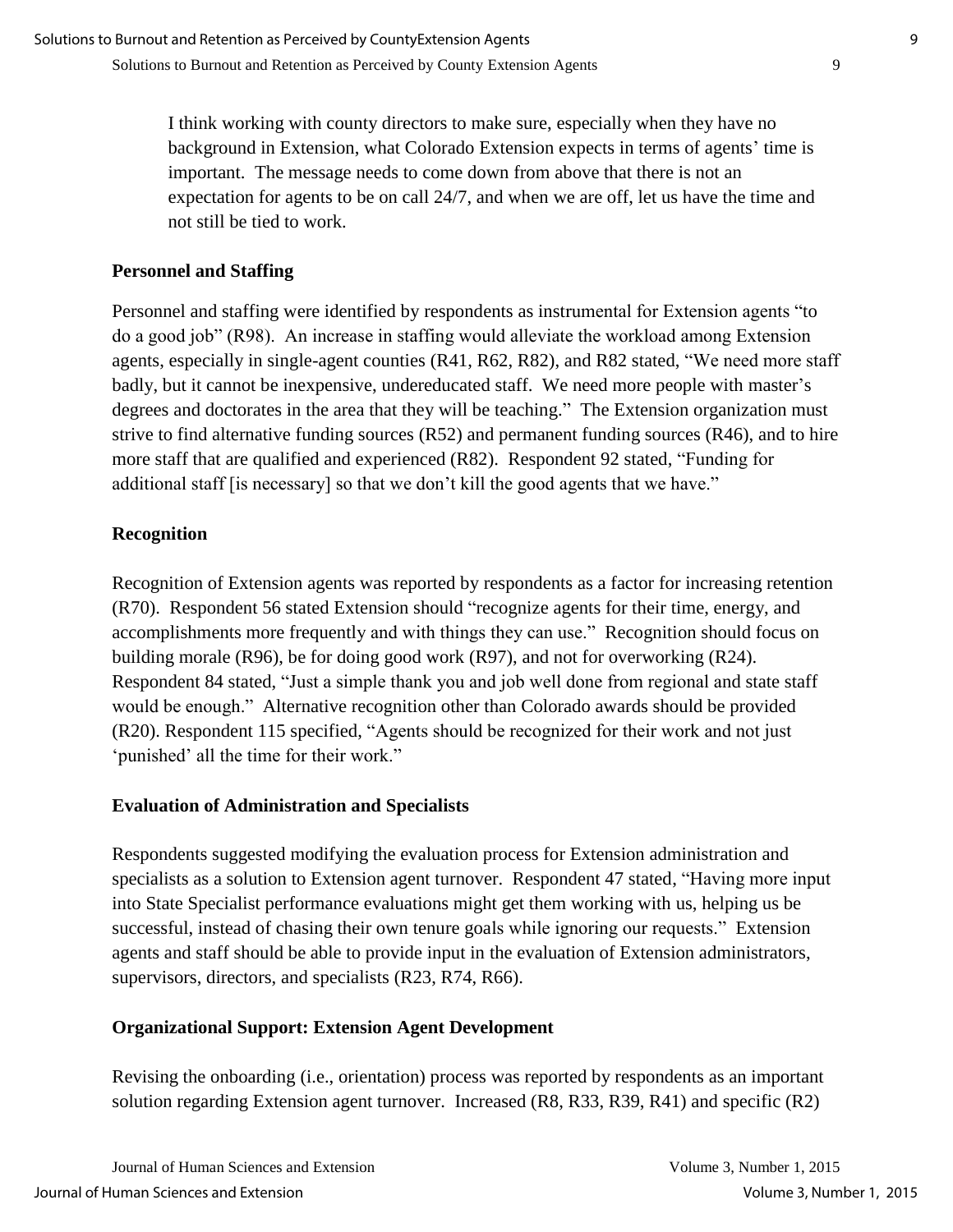> I think working with county directors to make sure, especially when they have no background in Extension, what Colorado Extension expects in terms of agents' time is important. The message needs to come down from above that there is not an expectation for agents to be on call 24/7, and when we are off, let us have the time and not still be tied to work.

### Personnel and Staffing

Personnel and staffing were identified by respondents as instrumental for Extension agents "to do a good job" (R98). An increase in staffing would alleviate the workload among Extension agents, especially in single-agent counties (R41, R62, R82), and R82 stated, "We need more staff badly, but it cannot be inexpensive, undereducated staff. We need more people with master's degrees and doctorates in the area that they will be teaching." The Extension organization must strive to find alternative funding sources (R52) and permanent funding sources (R46), and to hire more staff that are qualified and experienced (R82). Respondent 92 stated, "Funding for additional staff [is necessary] so that we don't kill the good agents that we have."

### Recognition

Recognition of Extension agents was reported by respondents as a factor for increasing retention (R70). Respondent 56 stated Extension should "recognize agents for their time, energy, and accomplishments more frequently and with things they can use." Recognition should focus on building morale (R96), be for doing good work (R97), and not for overworking (R24). Respondent 84 stated, "Just a simple thank you and job well done from regional and state staff would be enough." Alternative recognition other than Colorado awards should be provided (R20). Respondent 115 specified, "Agents should be recognized for their work and not just 'punished' all the time for their work."

### Evaluation of Administration and Specialists

Respondents suggested modifying the evaluation process for Extension administration and specialists as a solution to Extension agent turnover. Respondent 47 stated, "Having more input into State Specialist performance evaluations might get them working with us, helping us be successful, instead of chasing their own tenure goals while ignoring our requests." Extension agents and staff should be able to provide input in the evaluation of Extension administrators, supervisors, directors, and specialists (R23, R74, R66).

### Organizational Support: Extension Agent Development

Revising the onboarding (i.e., orientation) process was reported by respondents as an important solution regarding Extension agent turnover. Increased (R8, R33, R39, R41) and specific (R2)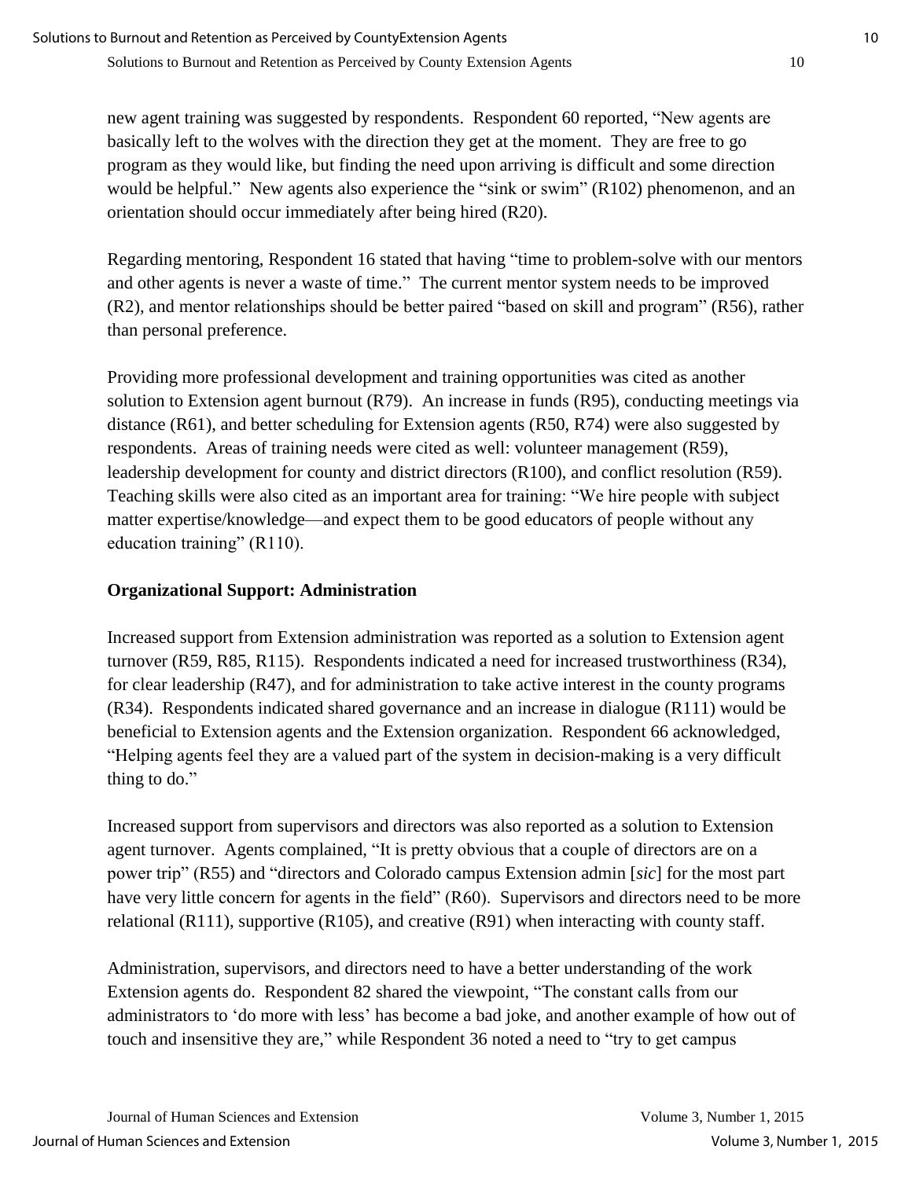new agent training was suggested by respondents. Respondent 60 reported, "New agents are basically left to the wolves with the direction they get at the moment. They are free to go program as they would like, but finding the need upon arriving is difficult and some direction would be helpful." New agents also experience the "sink or swim" (R102) phenomenon, and an orientation should occur immediately after being hired (R20).

Regarding mentoring, Respondent 16 stated that having "time to problem-solve with our mentors and other agents is never a waste of time." The current mentor system needs to be improved (R2), and mentor relationships should be better paired "based on skill and program" (R56), rather than personal preference.

Providing more professional development and training opportunities was cited as another solution to Extension agent burnout (R79). An increase in funds (R95), conducting meetings via distance (R61), and better scheduling for Extension agents (R50, R74) were also suggested by respondents. Areas of training needs were cited as well: volunteer management (R59), leadership development for county and district directors (R100), and conflict resolution (R59). Teaching skills were also cited as an important area for training: "We hire people with subject matter expertise/knowledge—and expect them to be good educators of people without any education training" (R110).

## Organizational Support: Administration

Increased support from Extension administration was reported as a solution to Extension agent turnover (R59, R85, R115). Respondents indicated a need for increased trustworthiness (R34), for clear leadership (R47), and for administration to take active interest in the county programs (R34). Respondents indicated shared governance and an increase in dialogue (R111) would be beneficial to Extension agents and the Extension organization. Respondent 66 acknowledged, "Helping agents feel they are a valued part of the system in decision-making is a very difficult thing to do."

Increased support from supervisors and directors was also reported as a solution to Extension agent turnover. Agents complained, "It is pretty obvious that a couple of directors are on a power trip" (R55) and "directors and Colorado campus Extension admin [*sic*] for the most part have very little concern for agents in the field" (R60). Supervisors and directors need to be more relational (R111), supportive (R105), and creative (R91) when interacting with county staff.

Administration, supervisors, and directors need to have a better understanding of the work Extension agents do. Respondent 82 shared the viewpoint, "The constant calls from our administrators to 'do more with less' has become a bad joke, and another example of how out of touch and insensitive they are," while Respondent 36 noted a need to "try to get campus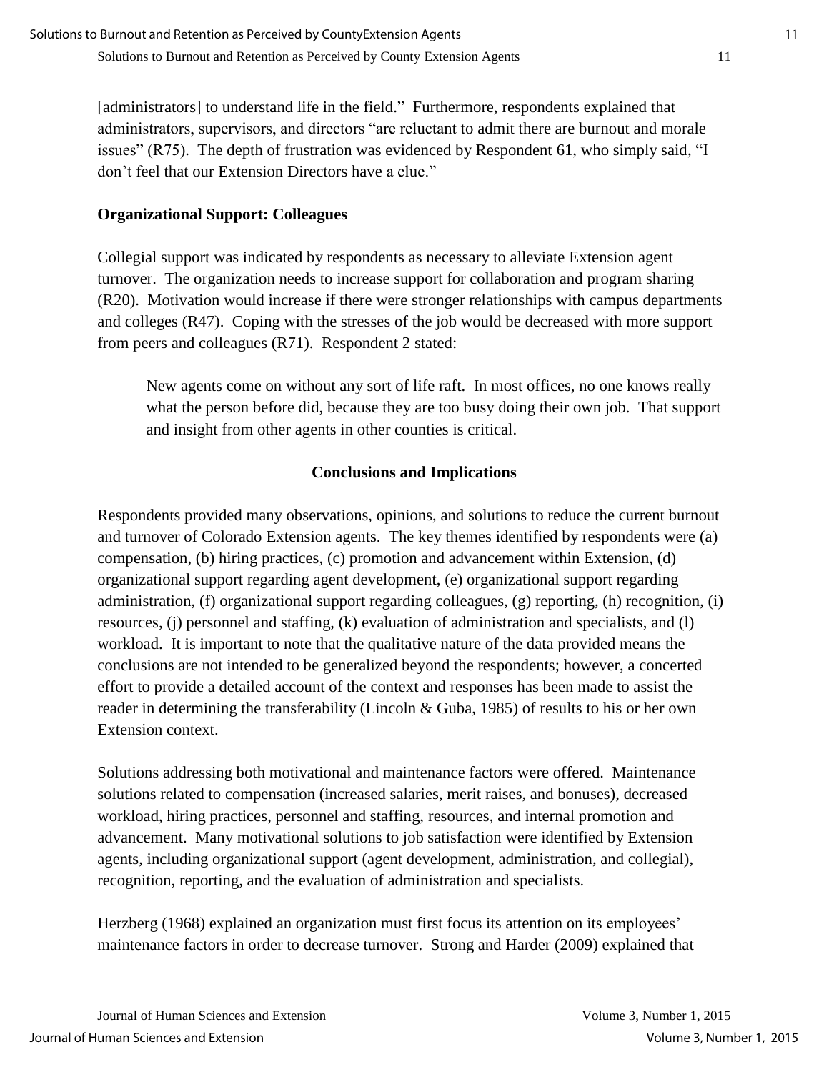[administrators] to understand life in the field." Furthermore, respondents explained that administrators, supervisors, and directors "are reluctant to admit there are burnout and morale issues" (R75). The depth of frustration was evidenced by Respondent 61, who simply said, "I don't feel that our Extension Directors have a clue."

### Organizational Support: Colleagues

Collegial support was indicated by respondents as necessary to alleviate Extension agent turnover. The organization needs to increase support for collaboration and program sharing (R20). Motivation would increase if there were stronger relationships with campus departments and colleges (R47). Coping with the stresses of the job would be decreased with more support from peers and colleagues (R71). Respondent 2 stated:

> New agents come on without any sort of life raft. In most offices, no one knows really what the person before did, because they are too busy doing their own job. That support and insight from other agents in other counties is critical.

## Conclusions and Implications

Respondents provided many observations, opinions, and solutions to reduce the current burnout and turnover of Colorado Extension agents. The key themes identified by respondents were (a) compensation, (b) hiring practices, (c) promotion and advancement within Extension, (d) organizational support regarding agent development, (e) organizational support regarding administration, (f) organizational support regarding colleagues, (g) reporting, (h) recognition, (i) resources, (j) personnel and staffing, (k) evaluation of administration and specialists, and (l) workload. It is important to note that the qualitative nature of the data provided means the conclusions are not intended to be generalized beyond the respondents; however, a concerted effort to provide a detailed account of the context and responses has been made to assist the reader in determining the transferability (Lincoln & Guba, 1985) of results to his or her own Extension context.

Solutions addressing both motivational and maintenance factors were offered. Maintenance solutions related to compensation (increased salaries, merit raises, and bonuses), decreased workload, hiring practices, personnel and staffing, resources, and internal promotion and advancement. Many motivational solutions to job satisfaction were identified by Extension agents, including organizational support (agent development, administration, and collegial), recognition, reporting, and the evaluation of administration and specialists.

Herzberg (1968) explained an organization must first focus its attention on its employees' maintenance factors in order to decrease turnover. Strong and Harder (2009) explained that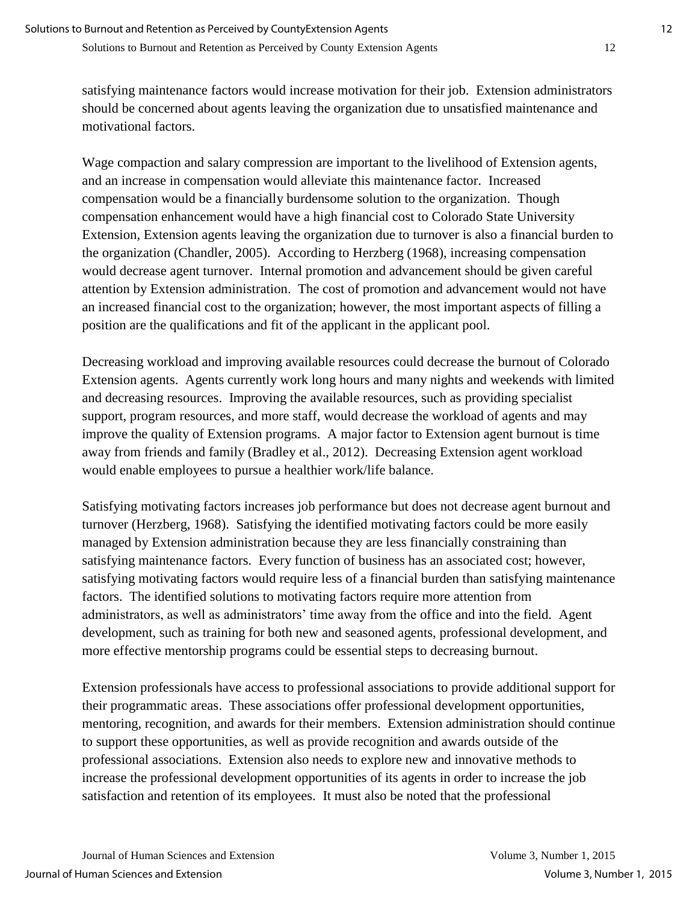satisfying maintenance factors would increase motivation for their job. Extension administrators should be concerned about agents leaving the organization due to unsatisfied maintenance and motivational factors.

Wage compaction and salary compression are important to the livelihood of Extension agents, and an increase in compensation would alleviate this maintenance factor. Increased compensation would be a financially burdensome solution to the organization. Though compensation enhancement would have a high financial cost to Colorado State University Extension, Extension agents leaving the organization due to turnover is also a financial burden to the organization (Chandler, 2005). According to Herzberg (1968), increasing compensation would decrease agent turnover. Internal promotion and advancement should be given careful attention by Extension administration. The cost of promotion and advancement would not have an increased financial cost to the organization; however, the most important aspects of filling a position are the qualifications and fit of the applicant in the applicant pool.

Decreasing workload and improving available resources could decrease the burnout of Colorado Extension agents. Agents currently work long hours and many nights and weekends with limited and decreasing resources. Improving the available resources, such as providing specialist support, program resources, and more staff, would decrease the workload of agents and may improve the quality of Extension programs. A major factor to Extension agent burnout is time away from friends and family (Bradley et al., 2012). Decreasing Extension agent workload would enable employees to pursue a healthier work/life balance.

Satisfying motivating factors increases job performance but does not decrease agent burnout and turnover (Herzberg, 1968). Satisfying the identified motivating factors could be more easily managed by Extension administration because they are less financially constraining than satisfying maintenance factors. Every function of business has an associated cost; however, satisfying motivating factors would require less of a financial burden than satisfying maintenance factors. The identified solutions to motivating factors require more attention from administrators, as well as administrators' time away from the office and into the field. Agent development, such as training for both new and seasoned agents, professional development, and more effective mentorship programs could be essential steps to decreasing burnout.

Extension professionals have access to professional associations to provide additional support for their programmatic areas. These associations offer professional development opportunities, mentoring, recognition, and awards for their members. Extension administration should continue to support these opportunities, as well as provide recognition and awards outside of the professional associations. Extension also needs to explore new and innovative methods to increase the professional development opportunities of its agents in order to increase the job satisfaction and retention of its employees. It must also be noted that the professional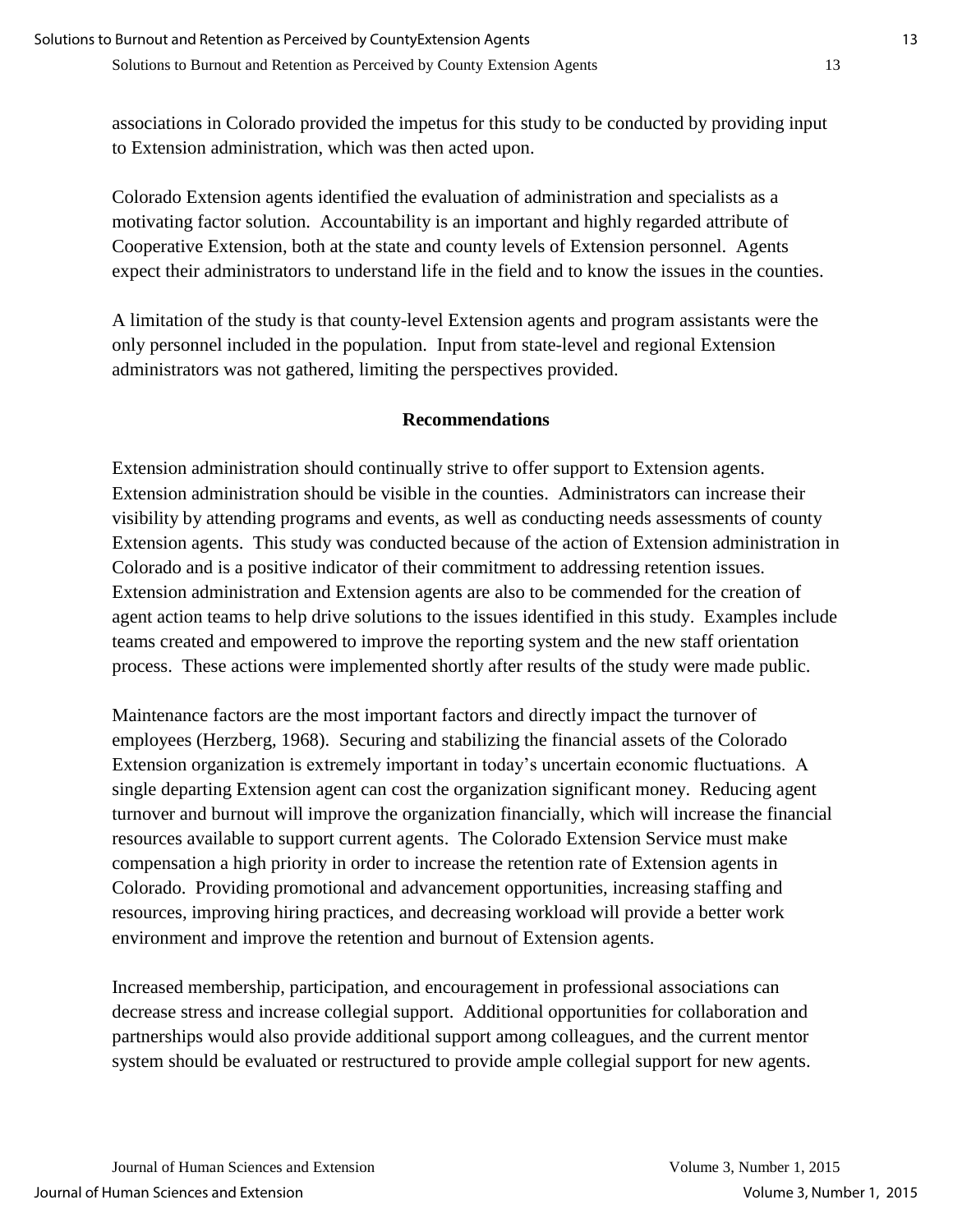associations in Colorado provided the impetus for this study to be conducted by providing input to Extension administration, which was then acted upon.

Colorado Extension agents identified the evaluation of administration and specialists as a motivating factor solution. Accountability is an important and highly regarded attribute of Cooperative Extension, both at the state and county levels of Extension personnel. Agents expect their administrators to understand life in the field and to know the issues in the counties.

A limitation of the study is that county-level Extension agents and program assistants were the only personnel included in the population. Input from state-level and regional Extension administrators was not gathered, limiting the perspectives provided.

## Recommendations

Extension administration should continually strive to offer support to Extension agents. Extension administration should be visible in the counties. Administrators can increase their visibility by attending programs and events, as well as conducting needs assessments of county Extension agents. This study was conducted because of the action of Extension administration in Colorado and is a positive indicator of their commitment to addressing retention issues. Extension administration and Extension agents are also to be commended for the creation of agent action teams to help drive solutions to the issues identified in this study. Examples include teams created and empowered to improve the reporting system and the new staff orientation process. These actions were implemented shortly after results of the study were made public.

Maintenance factors are the most important factors and directly impact the turnover of employees (Herzberg, 1968). Securing and stabilizing the financial assets of the Colorado Extension organization is extremely important in today's uncertain economic fluctuations. A single departing Extension agent can cost the organization significant money. Reducing agent turnover and burnout will improve the organization financially, which will increase the financial resources available to support current agents. The Colorado Extension Service must make compensation a high priority in order to increase the retention rate of Extension agents in Colorado. Providing promotional and advancement opportunities, increasing staffing and resources, improving hiring practices, and decreasing workload will provide a better work environment and improve the retention and burnout of Extension agents.

Increased membership, participation, and encouragement in professional associations can decrease stress and increase collegial support. Additional opportunities for collaboration and partnerships would also provide additional support among colleagues, and the current mentor system should be evaluated or restructured to provide ample collegial support for new agents.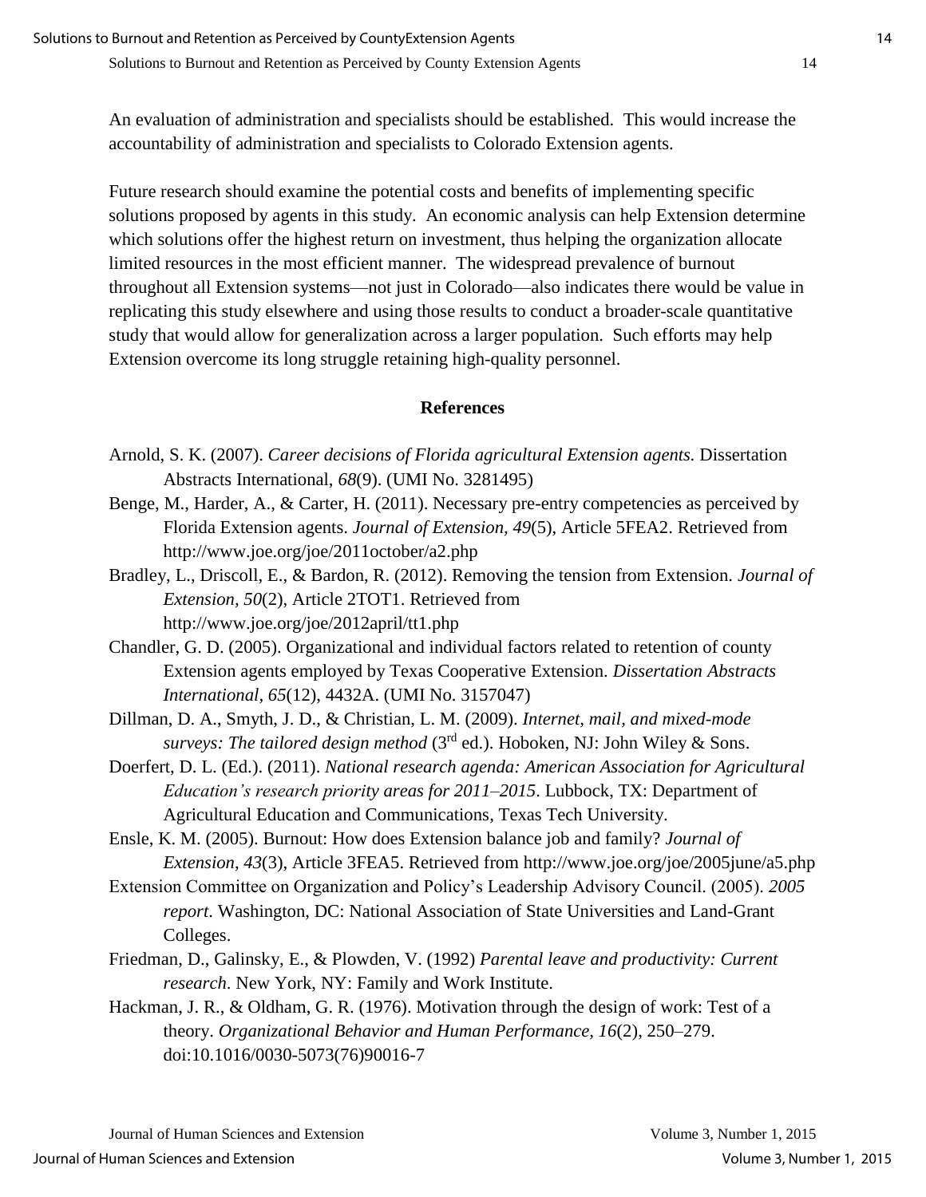An evaluation of administration and specialists should be established. This would increase the accountability of administration and specialists to Colorado Extension agents.

Future research should examine the potential costs and benefits of implementing specific solutions proposed by agents in this study. An economic analysis can help Extension determine which solutions offer the highest return on investment, thus helping the organization allocate limited resources in the most efficient manner. The widespread prevalence of burnout throughout all Extension systems—not just in Colorado—also indicates there would be value in replicating this study elsewhere and using those results to conduct a broader-scale quantitative study that would allow for generalization across a larger population. Such efforts may help Extension overcome its long struggle retaining high-quality personnel.

## References

Arnold, S. K. (2007). *Career decisions of Florida agricultural Extension agents.* Dissertation Abstracts International, *68*(9). (UMI No. 3281495)

Benge, M., Harder, A., & Carter, H. (2011). Necessary pre-entry competencies as perceived by Florida Extension agents. *Journal of Extension, 49*(5), Article 5FEA2. Retrieved from http://www.joe.org/joe/2011october/a2.php

Bradley, L., Driscoll, E., & Bardon, R. (2012). Removing the tension from Extension. *Journal of Extension, 50*(2), Article 2TOT1. Retrieved from http://www.joe.org/joe/2012april/tt1.php

Chandler, G. D. (2005). Organizational and individual factors related to retention of county Extension agents employed by Texas Cooperative Extension. *Dissertation Abstracts International, 65*(12), 4432A. (UMI No. 3157047)

Dillman, D. A., Smyth, J. D., & Christian, L. M. (2009). *Internet, mail, and mixed-mode surveys: The tailored design method* (3rd ed.). Hoboken, NJ: John Wiley & Sons.

Doerfert, D. L. (Ed.). (2011). *National research agenda: American Association for Agricultural Education's research priority areas for 2011–2015*. Lubbock, TX: Department of Agricultural Education and Communications, Texas Tech University.

Ensle, K. M. (2005). Burnout: How does Extension balance job and family? *Journal of Extension, 43*(3), Article 3FEA5. Retrieved from http://www.joe.org/joe/2005june/a5.php

Extension Committee on Organization and Policy's Leadership Advisory Council. (2005). *2005 report*. Washington, DC: National Association of State Universities and Land-Grant Colleges.

Friedman, D., Galinsky, E., & Plowden, V. (1992) *Parental leave and productivity: Current research*. New York, NY: Family and Work Institute.

Hackman, J. R., & Oldham, G. R. (1976). Motivation through the design of work: Test of a theory. *Organizational Behavior and Human Performance, 16*(2), 250–279. doi:10.1016/0030-5073(76)90016-7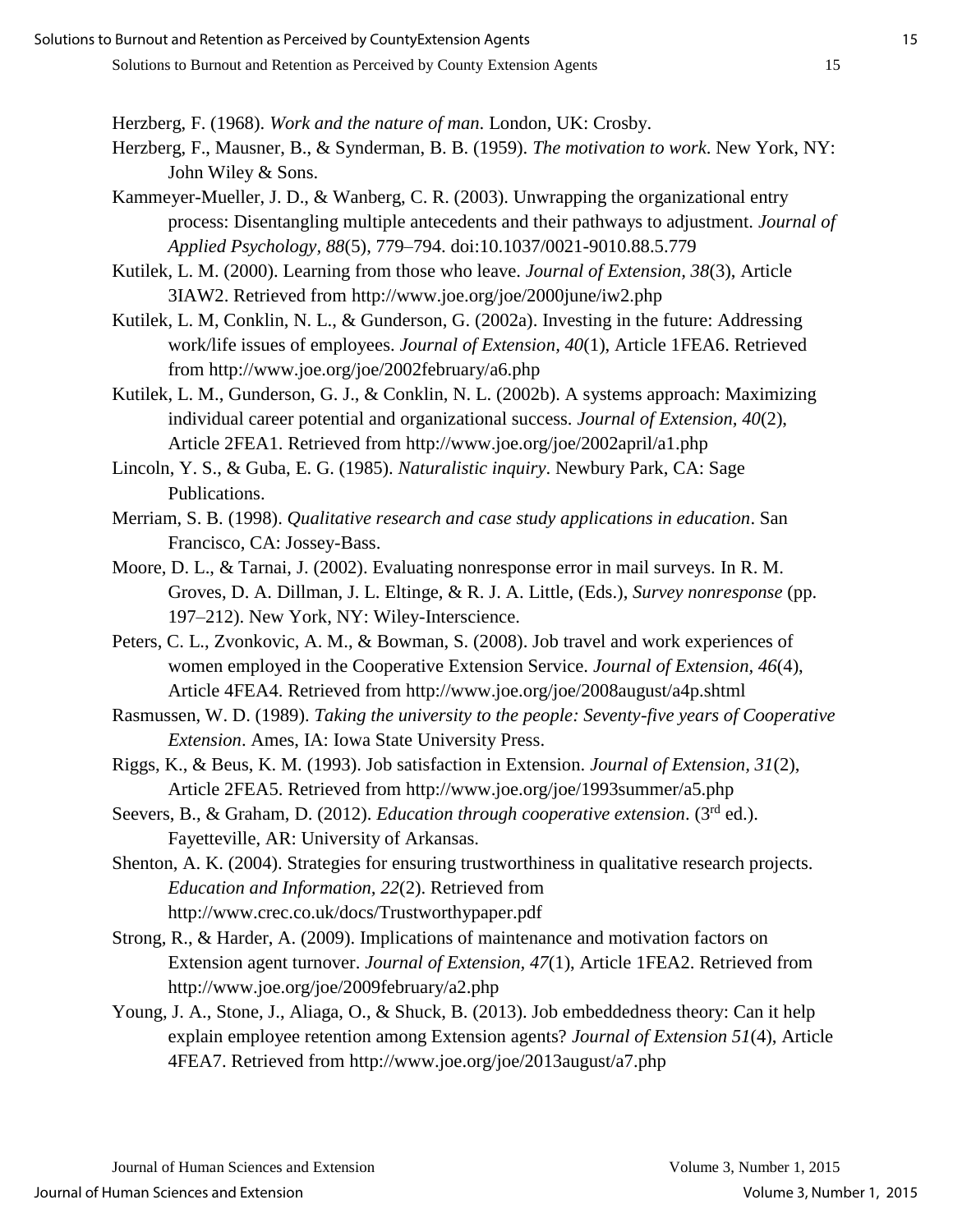Herzberg, F. (1968). *Work and the nature of man*. London, UK: Crosby.

Herzberg, F., Mausner, B., & Synderman, B. B. (1959). *The motivation to work*. New York, NY: John Wiley & Sons.

Kammeyer-Mueller, J. D., & Wanberg, C. R. (2003). Unwrapping the organizational entry process: Disentangling multiple antecedents and their pathways to adjustment. *Journal of Applied Psychology, 88*(5), 779–794. doi:10.1037/0021-9010.88.5.779

Kutilek, L. M. (2000). Learning from those who leave. *Journal of Extension, 38*(3), Article 3IAW2. Retrieved from http://www.joe.org/joe/2000june/iw2.php

Kutilek, L. M, Conklin, N. L., & Gunderson, G. (2002a). Investing in the future: Addressing work/life issues of employees. *Journal of Extension, 40*(1), Article 1FEA6. Retrieved from http://www.joe.org/joe/2002february/a6.php

Kutilek, L. M., Gunderson, G. J., & Conklin, N. L. (2002b). A systems approach: Maximizing individual career potential and organizational success. *Journal of Extension, 40*(2), Article 2FEA1. Retrieved from http://www.joe.org/joe/2002april/a1.php

Lincoln, Y. S., & Guba, E. G. (1985). *Naturalistic inquiry*. Newbury Park, CA: Sage Publications.

Merriam, S. B. (1998). *Qualitative research and case study applications in education*. San Francisco, CA: Jossey-Bass.

Moore, D. L., & Tarnai, J. (2002). Evaluating nonresponse error in mail surveys. In R. M. Groves, D. A. Dillman, J. L. Eltinge, & R. J. A. Little, (Eds.), *Survey nonresponse* (pp. 197–212). New York, NY: Wiley-Interscience.

Peters, C. L., Zvonkovic, A. M., & Bowman, S. (2008). Job travel and work experiences of women employed in the Cooperative Extension Service. *Journal of Extension, 46*(4), Article 4FEA4. Retrieved from http://www.joe.org/joe/2008august/a4p.shtml

Rasmussen, W. D. (1989). *Taking the university to the people: Seventy-five years of Cooperative Extension*. Ames, IA: Iowa State University Press.

Riggs, K., & Beus, K. M. (1993). Job satisfaction in Extension. *Journal of Extension, 31*(2), Article 2FEA5. Retrieved from http://www.joe.org/joe/1993summer/a5.php

Seevers, B., & Graham, D. (2012). *Education through cooperative extension*. (3rd ed.). Fayetteville, AR: University of Arkansas.

Shenton, A. K. (2004). Strategies for ensuring trustworthiness in qualitative research projects. *Education and Information, 22*(2). Retrieved from http://www.crec.co.uk/docs/Trustworthypaper.pdf

Strong, R., & Harder, A. (2009). Implications of maintenance and motivation factors on Extension agent turnover. *Journal of Extension, 47*(1), Article 1FEA2. Retrieved from http://www.joe.org/joe/2009february/a2.php

Young, J. A., Stone, J., Aliaga, O., & Shuck, B. (2013). Job embeddedness theory: Can it help explain employee retention among Extension agents? *Journal of Extension 51*(4), Article 4FEA7. Retrieved from http://www.joe.org/joe/2013august/a7.php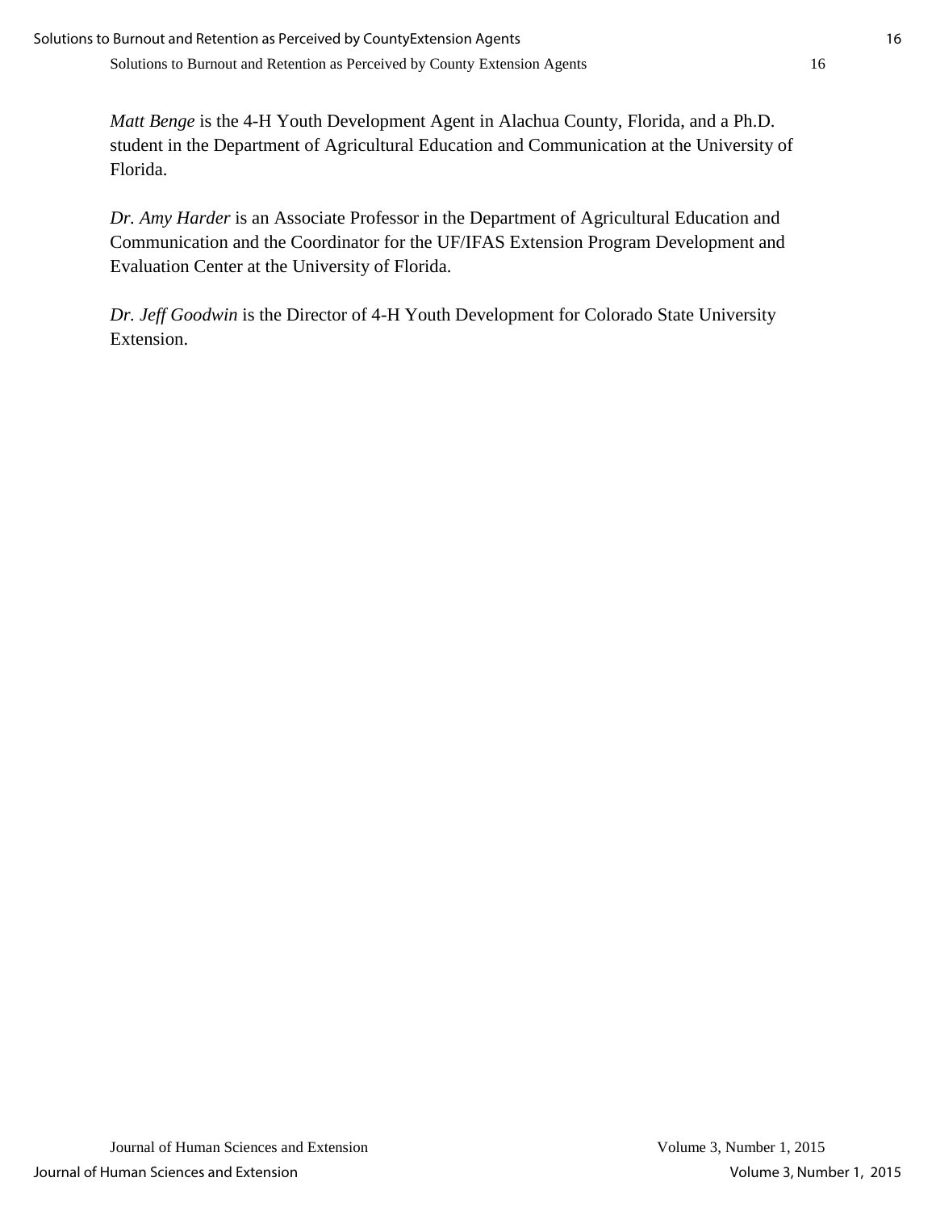*Matt Benge* is the 4-H Youth Development Agent in Alachua County, Florida, and a Ph.D. student in the Department of Agricultural Education and Communication at the University of Florida.

*Dr. Amy Harder* is an Associate Professor in the Department of Agricultural Education and Communication and the Coordinator for the UF/IFAS Extension Program Development and Evaluation Center at the University of Florida.

*Dr. Jeff Goodwin* is the Director of 4-H Youth Development for Colorado State University Extension.